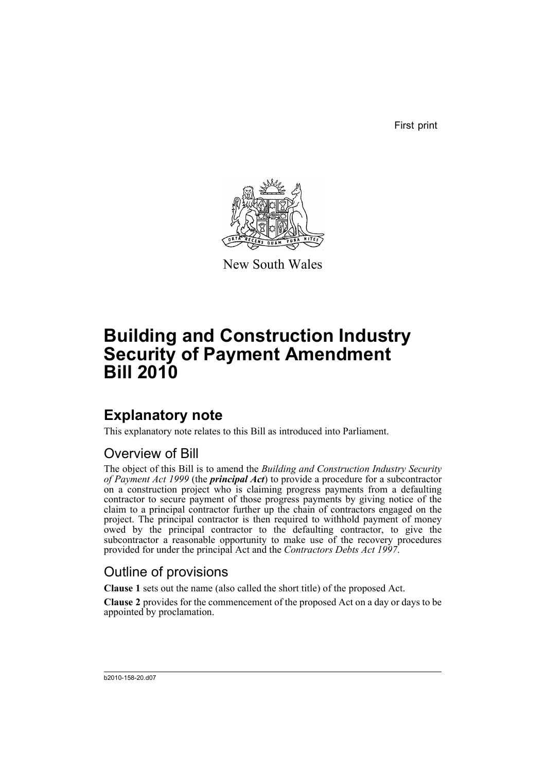First print

New South Wales

# Building and Construction Industry Security of Payment Amendment Bill 2010

## Explanatory note

This explanatory note relates to this Bill as introduced into Parliament.

### Overview of Bill

The object of this Bill is to amend the *Building and Construction Industry Security of Payment Act 1999* (the ***principal Act***) to provide a procedure for a subcontractor on a construction project who is claiming progress payments from a defaulting contractor to secure payment of those progress payments by giving notice of the claim to a principal contractor further up the chain of contractors engaged on the project. The principal contractor is then required to withhold payment of money owed by the principal contractor to the defaulting contractor, to give the subcontractor a reasonable opportunity to make use of the recovery procedures provided for under the principal Act and the *Contractors Debts Act 1997*.

### Outline of provisions

**Clause 1** sets out the name (also called the short title) of the proposed Act.

**Clause 2** provides for the commencement of the proposed Act on a day or days to be appointed by proclamation.

b2010-158-20.d07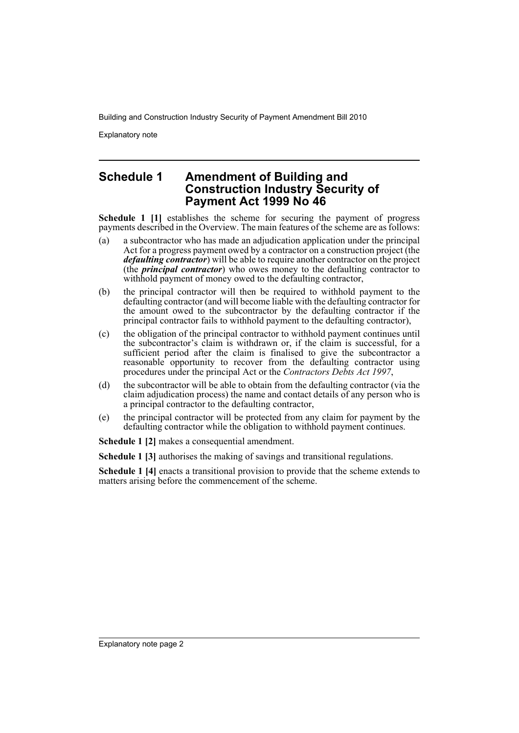## Schedule 1 Amendment of Building and Construction Industry Security of Payment Act 1999 No 46

**Schedule 1 [1]** establishes the scheme for securing the payment of progress payments described in the Overview. The main features of the scheme are as follows:

(a) a subcontractor who has made an adjudication application under the principal Act for a progress payment owed by a contractor on a construction project (the ***defaulting contractor***) will be able to require another contractor on the project (the ***principal contractor***) who owes money to the defaulting contractor to withhold payment of money owed to the defaulting contractor,

(b) the principal contractor will then be required to withhold payment to the defaulting contractor (and will become liable with the defaulting contractor for the amount owed to the subcontractor by the defaulting contractor if the principal contractor fails to withhold payment to the defaulting contractor),

(c) the obligation of the principal contractor to withhold payment continues until the subcontractor's claim is withdrawn or, if the claim is successful, for a sufficient period after the claim is finalised to give the subcontractor a reasonable opportunity to recover from the defaulting contractor using procedures under the principal Act or the *Contractors Debts Act 1997*,

(d) the subcontractor will be able to obtain from the defaulting contractor (via the claim adjudication process) the name and contact details of any person who is a principal contractor to the defaulting contractor,

(e) the principal contractor will be protected from any claim for payment by the defaulting contractor while the obligation to withhold payment continues.

**Schedule 1 [2]** makes a consequential amendment.

**Schedule 1 [3]** authorises the making of savings and transitional regulations.

**Schedule 1 [4]** enacts a transitional provision to provide that the scheme extends to matters arising before the commencement of the scheme.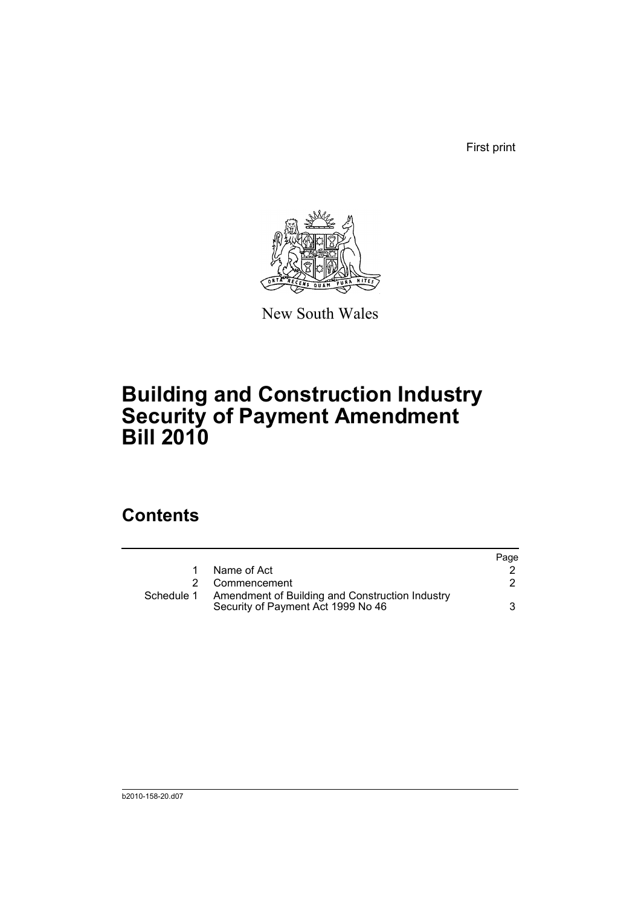First print

New South Wales

# Building and Construction Industry Security of Payment Amendment Bill 2010

## Contents

| | | Page |
|---|---|---|
| 1 | Name of Act | 2 |
| 2 | Commencement | 2 |
| Schedule 1 | Amendment of Building and Construction Industry Security of Payment Act 1999 No 46 | 3 |

b2010-158-20.d07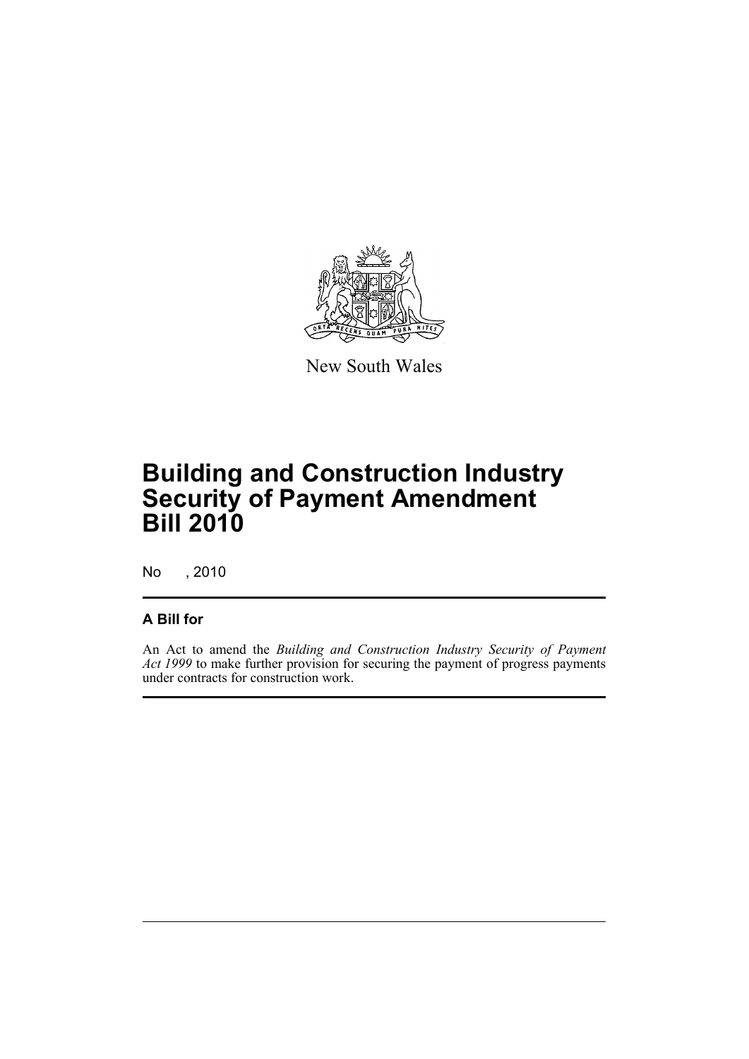New South Wales

# Building and Construction Industry Security of Payment Amendment Bill 2010

No , 2010

## A Bill for

An Act to amend the *Building and Construction Industry Security of Payment Act 1999* to make further provision for securing the payment of progress payments under contracts for construction work.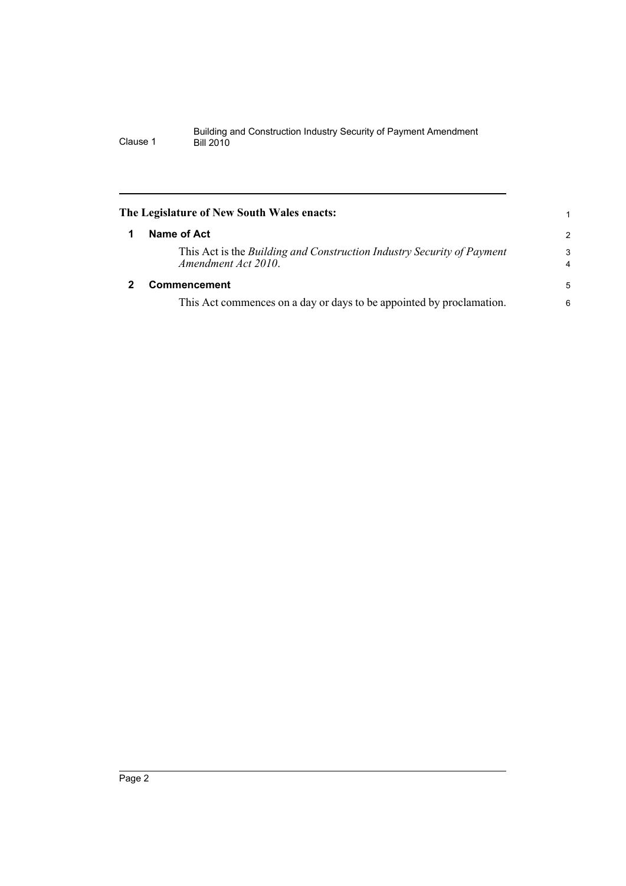**The Legislature of New South Wales enacts:**

## 1 Name of Act

This Act is the *Building and Construction Industry Security of Payment Amendment Act 2010*.

## 2 Commencement

This Act commences on a day or days to be appointed by proclamation.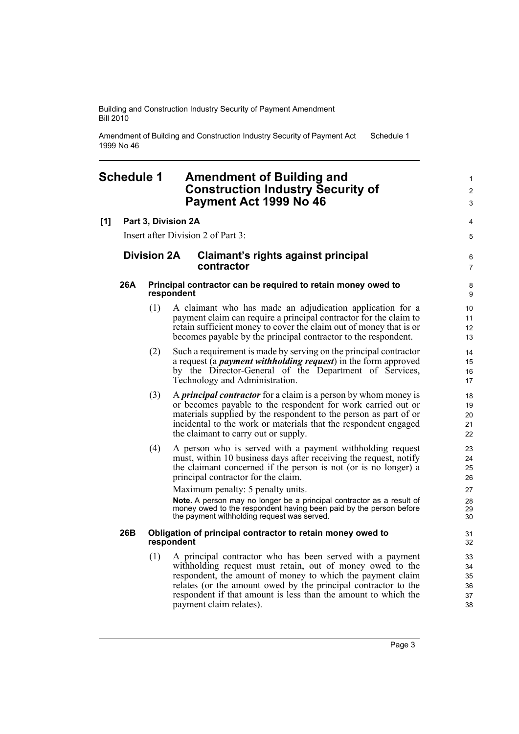# Schedule 1 Amendment of Building and Construction Industry Security of Payment Act 1999 No 46

**[1] Part 3, Division 2A**

Insert after Division 2 of Part 3:

## Division 2A Claimant's rights against principal contractor

### 26A Principal contractor can be required to retain money owed to respondent

(1) A claimant who has made an adjudication application for a payment claim can require a principal contractor for the claim to retain sufficient money to cover the claim out of money that is or becomes payable by the principal contractor to the respondent.

(2) Such a requirement is made by serving on the principal contractor a request (a ***payment withholding request***) in the form approved by the Director-General of the Department of Services, Technology and Administration.

(3) A ***principal contractor*** for a claim is a person by whom money is or becomes payable to the respondent for work carried out or materials supplied by the respondent to the person as part of or incidental to the work or materials that the respondent engaged the claimant to carry out or supply.

(4) A person who is served with a payment withholding request must, within 10 business days after receiving the request, notify the claimant concerned if the person is not (or is no longer) a principal contractor for the claim.

Maximum penalty: 5 penalty units.

**Note.** A person may no longer be a principal contractor as a result of money owed to the respondent having been paid by the person before the payment withholding request was served.

### 26B Obligation of principal contractor to retain money owed to respondent

(1) A principal contractor who has been served with a payment withholding request must retain, out of money owed to the respondent, the amount of money to which the payment claim relates (or the amount owed by the principal contractor to the respondent if that amount is less than the amount to which the payment claim relates).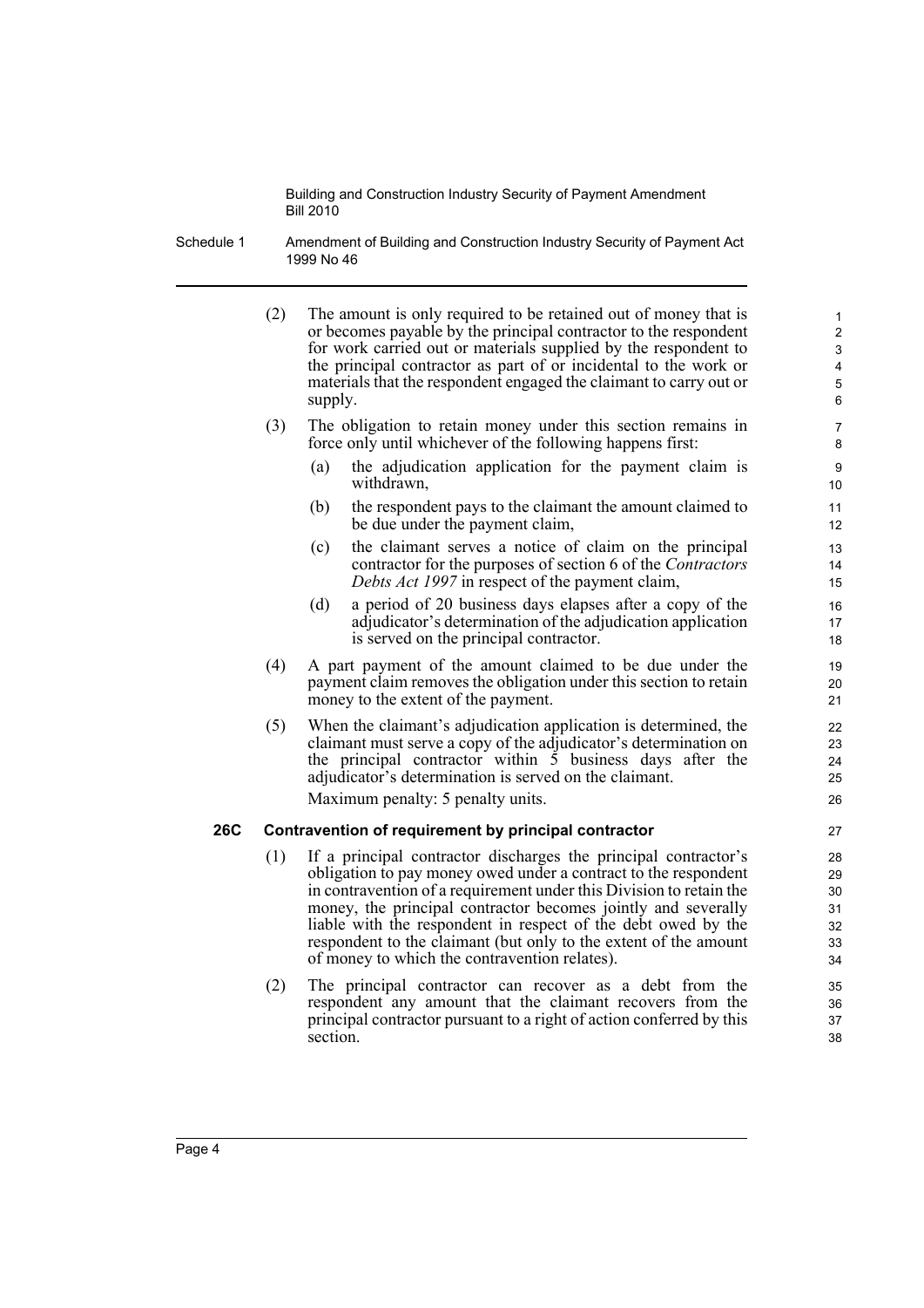(2) The amount is only required to be retained out of money that is or becomes payable by the principal contractor to the respondent for work carried out or materials supplied by the respondent to the principal contractor as part of or incidental to the work or materials that the respondent engaged the claimant to carry out or supply.

(3) The obligation to retain money under this section remains in force only until whichever of the following happens first:

(a) the adjudication application for the payment claim is withdrawn,

(b) the respondent pays to the claimant the amount claimed to be due under the payment claim,

(c) the claimant serves a notice of claim on the principal contractor for the purposes of section 6 of the *Contractors Debts Act 1997* in respect of the payment claim,

(d) a period of 20 business days elapses after a copy of the adjudicator's determination of the adjudication application is served on the principal contractor.

(4) A part payment of the amount claimed to be due under the payment claim removes the obligation under this section to retain money to the extent of the payment.

(5) When the claimant's adjudication application is determined, the claimant must serve a copy of the adjudicator's determination on the principal contractor within 5 business days after the adjudicator's determination is served on the claimant.

Maximum penalty: 5 penalty units.

### 26C Contravention of requirement by principal contractor

(1) If a principal contractor discharges the principal contractor's obligation to pay money owed under a contract to the respondent in contravention of a requirement under this Division to retain the money, the principal contractor becomes jointly and severally liable with the respondent in respect of the debt owed by the respondent to the claimant (but only to the extent of the amount of money to which the contravention relates).

(2) The principal contractor can recover as a debt from the respondent any amount that the claimant recovers from the principal contractor pursuant to a right of action conferred by this section.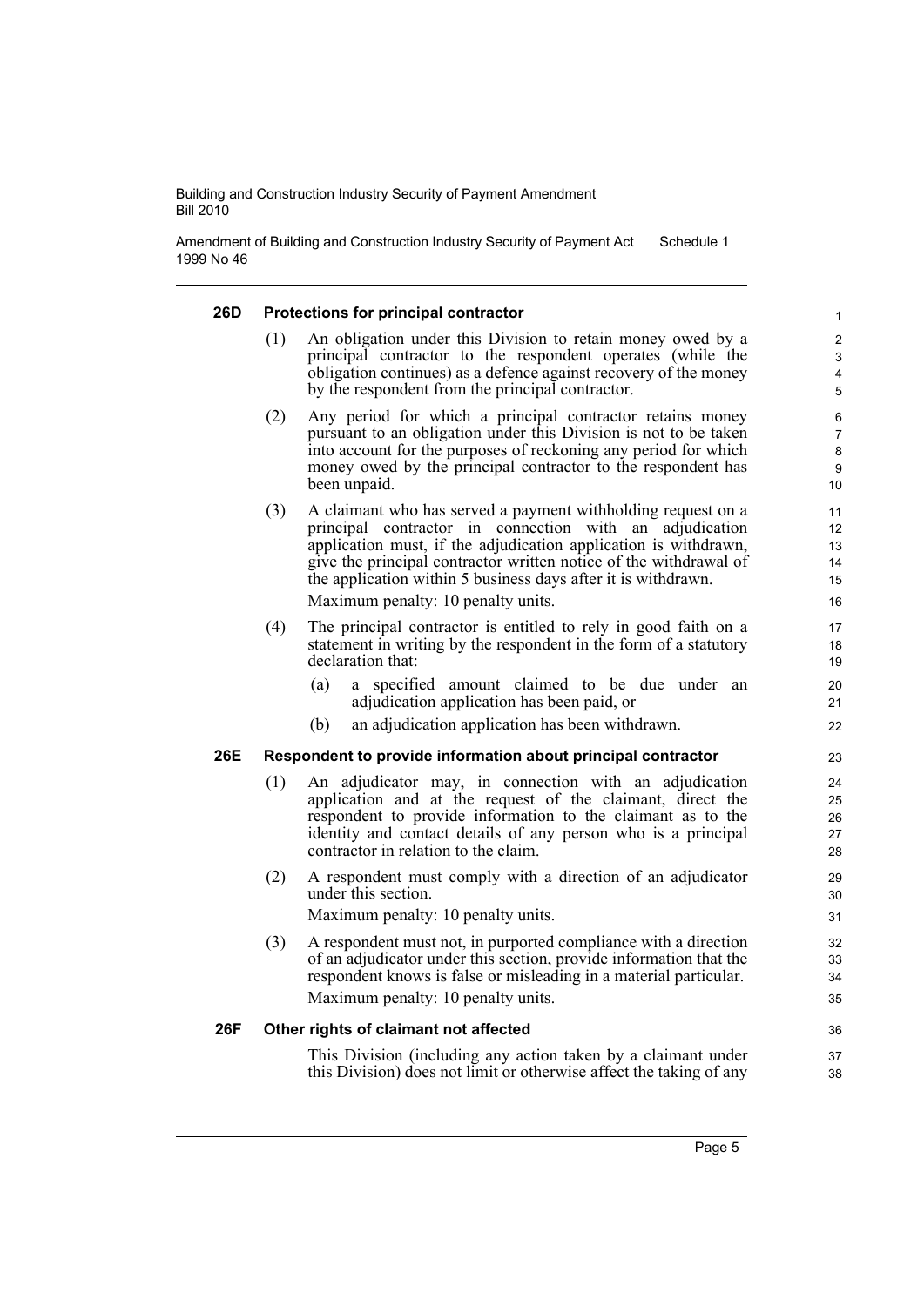#### 26D Protections for principal contractor

(1) An obligation under this Division to retain money owed by a principal contractor to the respondent operates (while the obligation continues) as a defence against recovery of the money by the respondent from the principal contractor.

(2) Any period for which a principal contractor retains money pursuant to an obligation under this Division is not to be taken into account for the purposes of reckoning any period for which money owed by the principal contractor to the respondent has been unpaid.

(3) A claimant who has served a payment withholding request on a principal contractor in connection with an adjudication application must, if the adjudication application is withdrawn, give the principal contractor written notice of the withdrawal of the application within 5 business days after it is withdrawn.

Maximum penalty: 10 penalty units.

(4) The principal contractor is entitled to rely in good faith on a statement in writing by the respondent in the form of a statutory declaration that:

(a) a specified amount claimed to be due under an adjudication application has been paid, or

(b) an adjudication application has been withdrawn.

#### 26E Respondent to provide information about principal contractor

(1) An adjudicator may, in connection with an adjudication application and at the request of the claimant, direct the respondent to provide information to the claimant as to the identity and contact details of any person who is a principal contractor in relation to the claim.

(2) A respondent must comply with a direction of an adjudicator under this section.

Maximum penalty: 10 penalty units.

(3) A respondent must not, in purported compliance with a direction of an adjudicator under this section, provide information that the respondent knows is false or misleading in a material particular.

Maximum penalty: 10 penalty units.

#### 26F Other rights of claimant not affected

This Division (including any action taken by a claimant under this Division) does not limit or otherwise affect the taking of any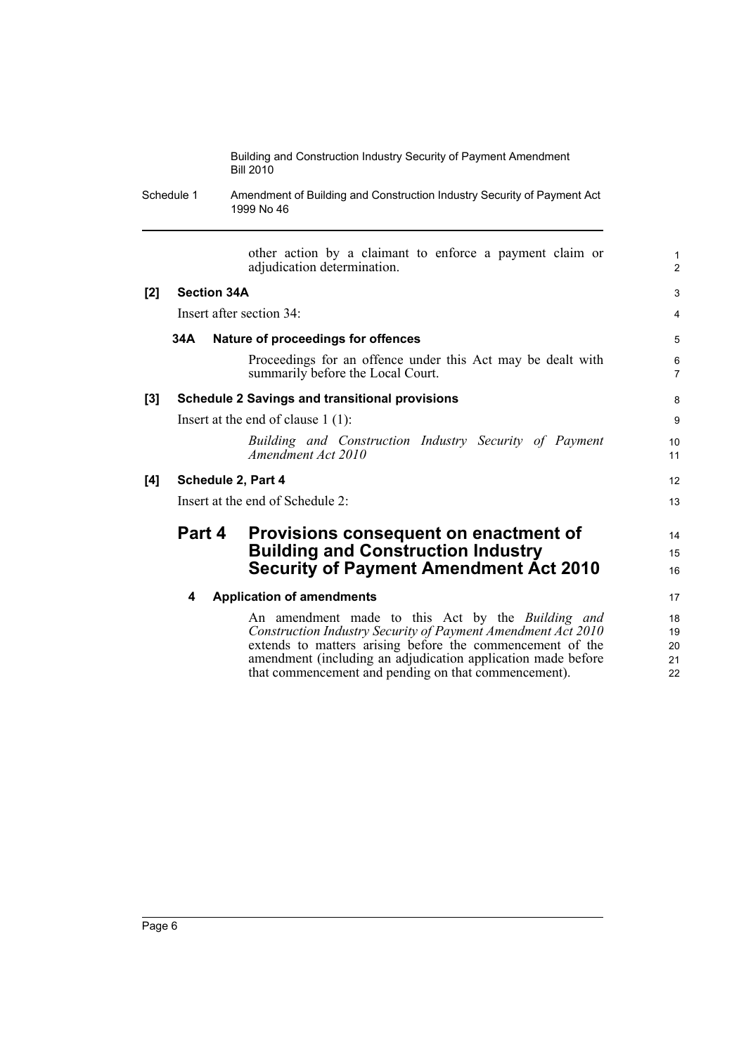other action by a claimant to enforce a payment claim or adjudication determination.

**[2] Section 34A**

Insert after section 34:

**34A Nature of proceedings for offences**

Proceedings for an offence under this Act may be dealt with summarily before the Local Court.

**[3] Schedule 2 Savings and transitional provisions**

Insert at the end of clause 1 (1):

*Building and Construction Industry Security of Payment Amendment Act 2010*

**[4] Schedule 2, Part 4**

Insert at the end of Schedule 2:

## Part 4 Provisions consequent on enactment of Building and Construction Industry Security of Payment Amendment Act 2010

**4 Application of amendments**

An amendment made to this Act by the *Building and Construction Industry Security of Payment Amendment Act 2010* extends to matters arising before the commencement of the amendment (including an adjudication application made before that commencement and pending on that commencement).